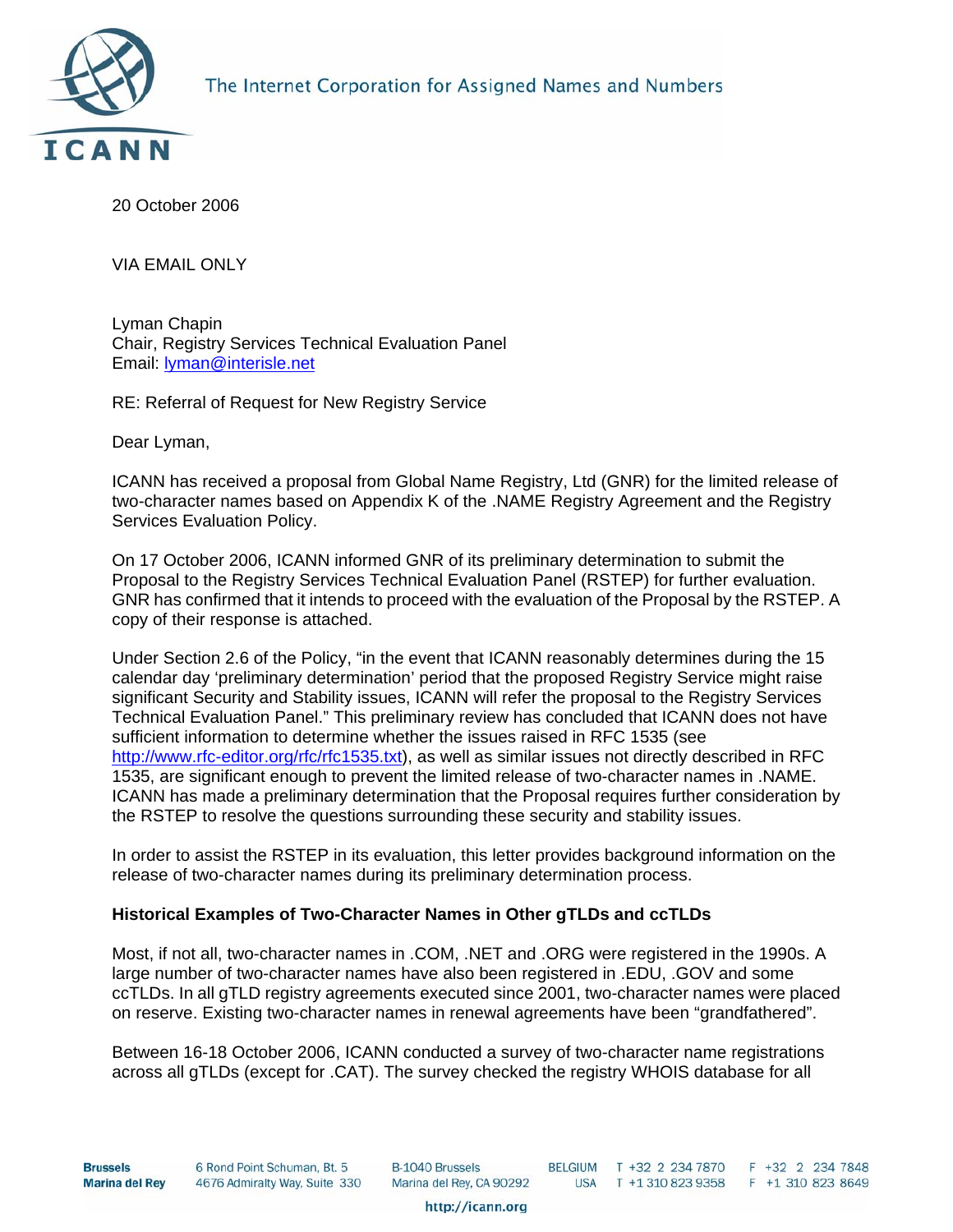The Internet Corporation for Assigned Names and Numbers

20 October 2006

VIA EMAIL ONLY

Lyman Chapin
Chair, Registry Services Technical Evaluation Panel
Email: lyman@interisle.net

RE: Referral of Request for New Registry Service

Dear Lyman,

ICANN has received a proposal from Global Name Registry, Ltd (GNR) for the limited release of two-character names based on Appendix K of the .NAME Registry Agreement and the Registry Services Evaluation Policy.

On 17 October 2006, ICANN informed GNR of its preliminary determination to submit the Proposal to the Registry Services Technical Evaluation Panel (RSTEP) for further evaluation. GNR has confirmed that it intends to proceed with the evaluation of the Proposal by the RSTEP. A copy of their response is attached.

Under Section 2.6 of the Policy, "in the event that ICANN reasonably determines during the 15 calendar day 'preliminary determination' period that the proposed Registry Service might raise significant Security and Stability issues, ICANN will refer the proposal to the Registry Services Technical Evaluation Panel." This preliminary review has concluded that ICANN does not have sufficient information to determine whether the issues raised in RFC 1535 (see http://www.rfc-editor.org/rfc/rfc1535.txt), as well as similar issues not directly described in RFC 1535, are significant enough to prevent the limited release of two-character names in .NAME. ICANN has made a preliminary determination that the Proposal requires further consideration by the RSTEP to resolve the questions surrounding these security and stability issues.

In order to assist the RSTEP in its evaluation, this letter provides background information on the release of two-character names during its preliminary determination process.

**Historical Examples of Two-Character Names in Other gTLDs and ccTLDs**

Most, if not all, two-character names in .COM, .NET and .ORG were registered in the 1990s. A large number of two-character names have also been registered in .EDU, .GOV and some ccTLDs. In all gTLD registry agreements executed since 2001, two-character names were placed on reserve. Existing two-character names in renewal agreements have been "grandfathered".

Between 16-18 October 2006, ICANN conducted a survey of two-character name registrations across all gTLDs (except for .CAT). The survey checked the registry WHOIS database for all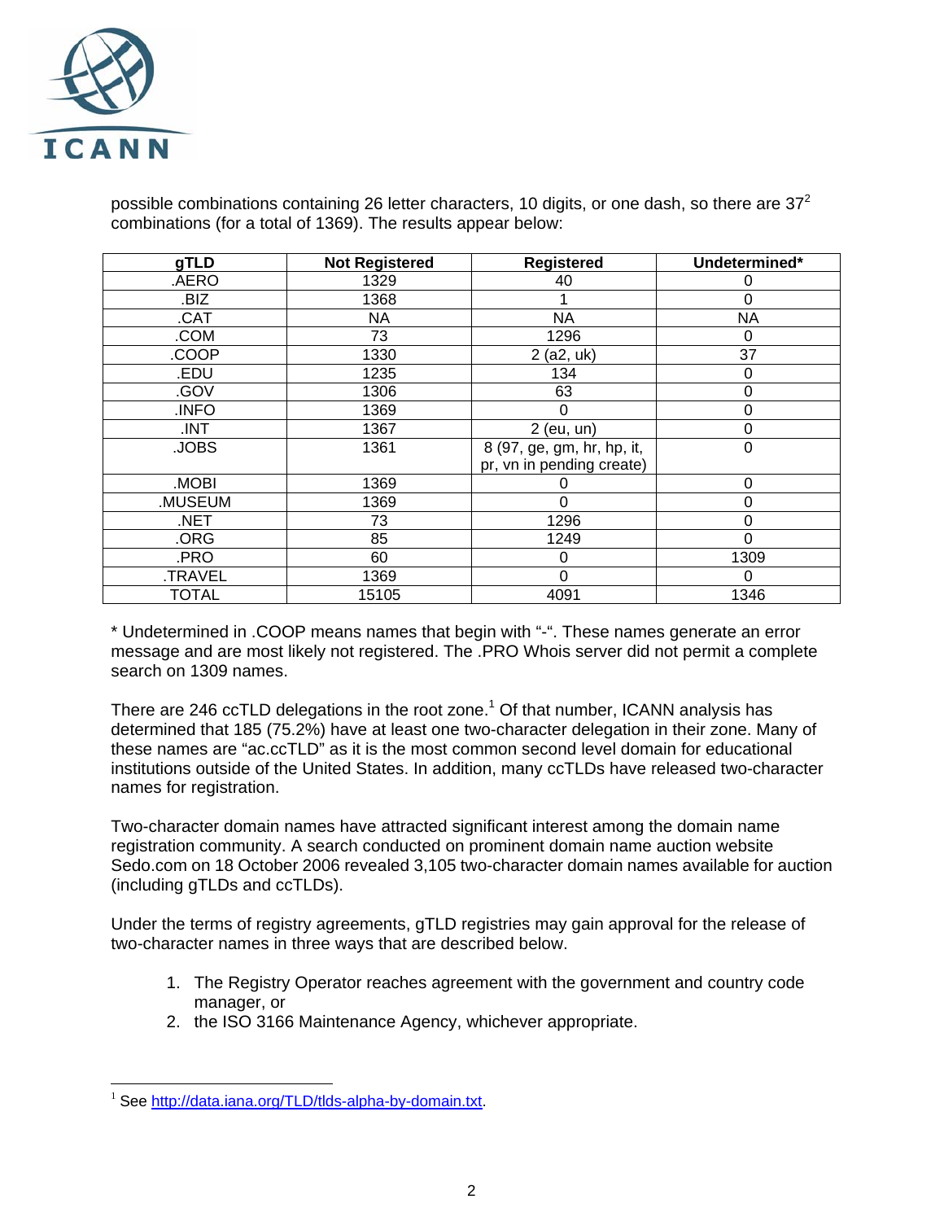possible combinations containing 26 letter characters, 10 digits, or one dash, so there are $37^2$ combinations (for a total of 1369). The results appear below:

| gTLD | Not Registered | Registered | Undetermined* |
|---|---|---|---|
| .AERO | 1329 | 40 | 0 |
| .BIZ | 1368 | 1 | 0 |
| .CAT | NA | NA | NA |
| .COM | 73 | 1296 | 0 |
| .COOP | 1330 | 2 (a2, uk) | 37 |
| .EDU | 1235 | 134 | 0 |
| .GOV | 1306 | 63 | 0 |
| .INFO | 1369 | 0 | 0 |
| .INT | 1367 | 2 (eu, un) | 0 |
| .JOBS | 1361 | 8 (97, ge, gm, hr, hp, it, pr, vn in pending create) | 0 |
| .MOBI | 1369 | 0 | 0 |
| .MUSEUM | 1369 | 0 | 0 |
| .NET | 73 | 1296 | 0 |
| .ORG | 85 | 1249 | 0 |
| .PRO | 60 | 0 | 1309 |
| .TRAVEL | 1369 | 0 | 0 |
| TOTAL | 15105 | 4091 | 1346 |

* Undetermined in .COOP means names that begin with "-". These names generate an error message and are most likely not registered. The .PRO Whois server did not permit a complete search on 1309 names.

There are 246 ccTLD delegations in the root zone.[1] Of that number, ICANN analysis has determined that 185 (75.2%) have at least one two-character delegation in their zone. Many of these names are "ac.ccTLD" as it is the most common second level domain for educational institutions outside of the United States. In addition, many ccTLDs have released two-character names for registration.

Two-character domain names have attracted significant interest among the domain name registration community. A search conducted on prominent domain name auction website Sedo.com on 18 October 2006 revealed 3,105 two-character domain names available for auction (including gTLDs and ccTLDs).

Under the terms of registry agreements, gTLD registries may gain approval for the release of two-character names in three ways that are described below.

1. The Registry Operator reaches agreement with the government and country code manager, or
2. the ISO 3166 Maintenance Agency, whichever appropriate.

[1] See http://data.iana.org/TLD/tlds-alpha-by-domain.txt.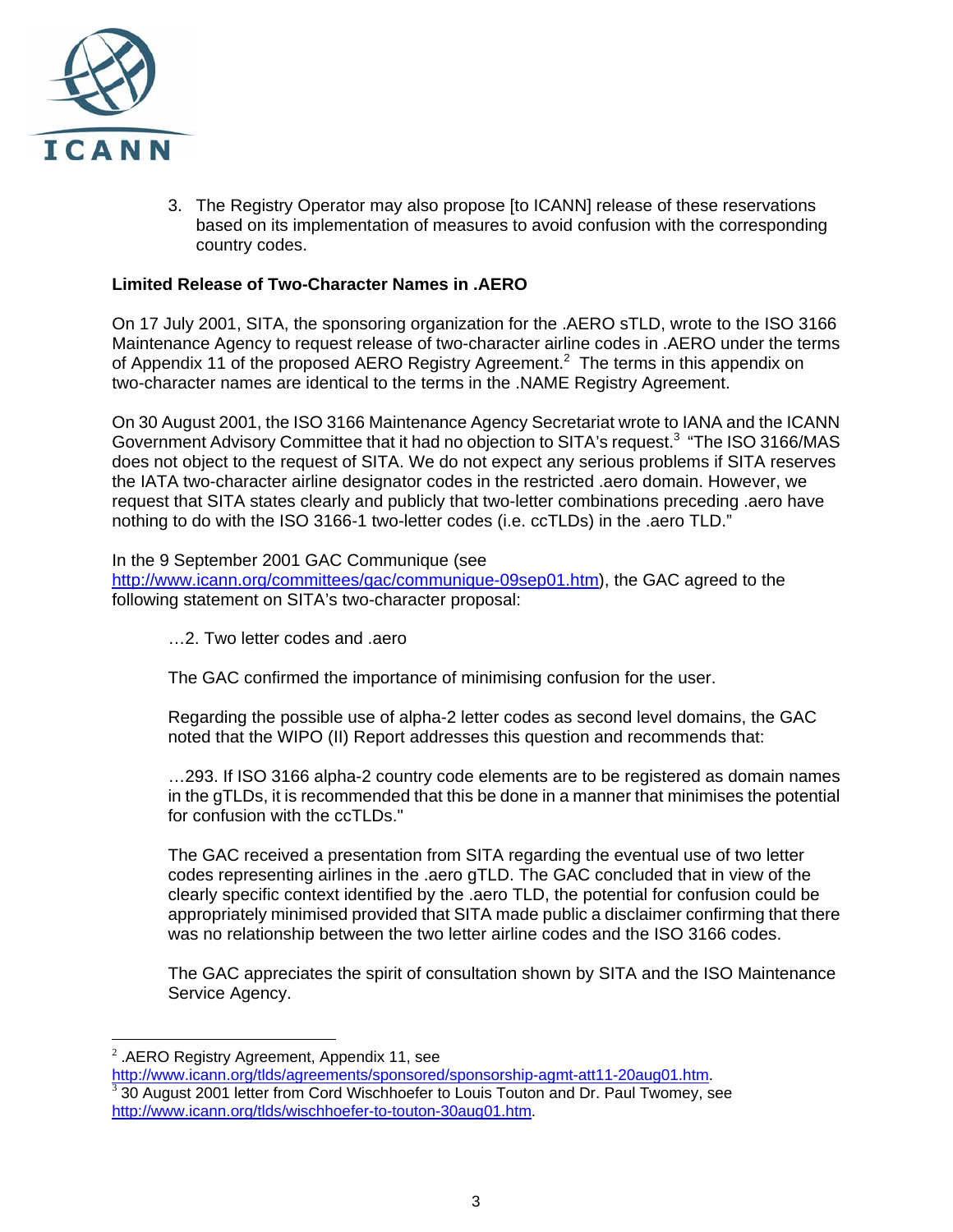3. The Registry Operator may also propose [to ICANN] release of these reservations based on its implementation of measures to avoid confusion with the corresponding country codes.

**Limited Release of Two-Character Names in .AERO**

On 17 July 2001, SITA, the sponsoring organization for the .AERO sTLD, wrote to the ISO 3166 Maintenance Agency to request release of two-character airline codes in .AERO under the terms of Appendix 11 of the proposed AERO Registry Agreement.[2] The terms in this appendix on two-character names are identical to the terms in the .NAME Registry Agreement.

On 30 August 2001, the ISO 3166 Maintenance Agency Secretariat wrote to IANA and the ICANN Government Advisory Committee that it had no objection to SITA's request.[3] "The ISO 3166/MAS does not object to the request of SITA. We do not expect any serious problems if SITA reserves the IATA two-character airline designator codes in the restricted .aero domain. However, we request that SITA states clearly and publicly that two-letter combinations preceding .aero have nothing to do with the ISO 3166-1 two-letter codes (i.e. ccTLDs) in the .aero TLD."

In the 9 September 2001 GAC Communique (see http://www.icann.org/committees/gac/communique-09sep01.htm), the GAC agreed to the following statement on SITA's two-character proposal:

> …2. Two letter codes and .aero
>
> The GAC confirmed the importance of minimising confusion for the user.
>
> Regarding the possible use of alpha-2 letter codes as second level domains, the GAC noted that the WIPO (II) Report addresses this question and recommends that:
>
> …293. If ISO 3166 alpha-2 country code elements are to be registered as domain names in the gTLDs, it is recommended that this be done in a manner that minimises the potential for confusion with the ccTLDs."
>
> The GAC received a presentation from SITA regarding the eventual use of two letter codes representing airlines in the .aero gTLD. The GAC concluded that in view of the clearly specific context identified by the .aero TLD, the potential for confusion could be appropriately minimised provided that SITA made public a disclaimer confirming that there was no relationship between the two letter airline codes and the ISO 3166 codes.
>
> The GAC appreciates the spirit of consultation shown by SITA and the ISO Maintenance Service Agency.

---

[2] .AERO Registry Agreement, Appendix 11, see http://www.icann.org/tlds/agreements/sponsored/sponsorship-agmt-att11-20aug01.htm.

[3] 30 August 2001 letter from Cord Wischhoefer to Louis Touton and Dr. Paul Twomey, see http://www.icann.org/tlds/wischhoefer-to-touton-30aug01.htm.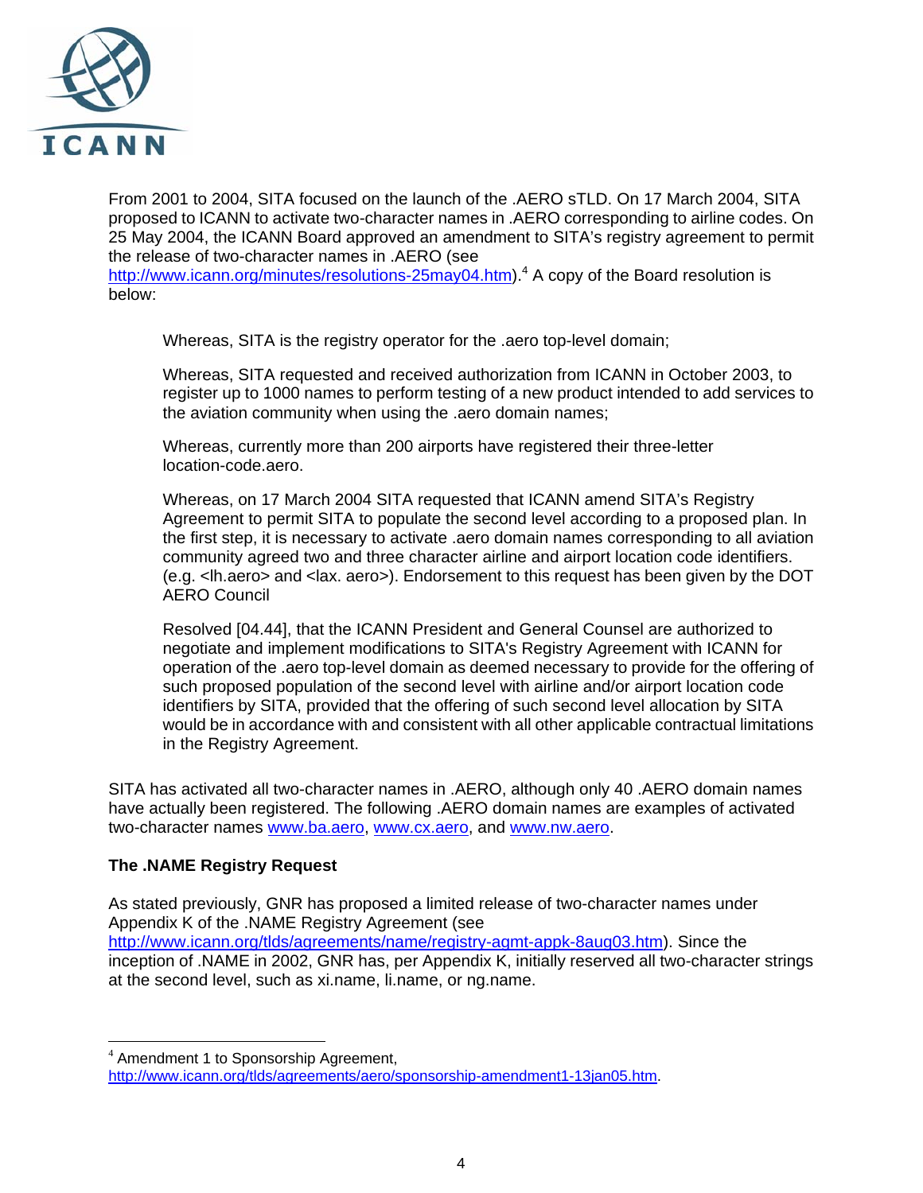From 2001 to 2004, SITA focused on the launch of the .AERO sTLD. On 17 March 2004, SITA proposed to ICANN to activate two-character names in .AERO corresponding to airline codes. On 25 May 2004, the ICANN Board approved an amendment to SITA's registry agreement to permit the release of two-character names in .AERO (see http://www.icann.org/minutes/resolutions-25may04.htm).[4] A copy of the Board resolution is below:

> Whereas, SITA is the registry operator for the .aero top-level domain;
>
> Whereas, SITA requested and received authorization from ICANN in October 2003, to register up to 1000 names to perform testing of a new product intended to add services to the aviation community when using the .aero domain names;
>
> Whereas, currently more than 200 airports have registered their three-letter location-code.aero.
>
> Whereas, on 17 March 2004 SITA requested that ICANN amend SITA's Registry Agreement to permit SITA to populate the second level according to a proposed plan. In the first step, it is necessary to activate .aero domain names corresponding to all aviation community agreed two and three character airline and airport location code identifiers. (e.g. <lh.aero> and <lax. aero>). Endorsement to this request has been given by the DOT AERO Council
>
> Resolved [04.44], that the ICANN President and General Counsel are authorized to negotiate and implement modifications to SITA's Registry Agreement with ICANN for operation of the .aero top-level domain as deemed necessary to provide for the offering of such proposed population of the second level with airline and/or airport location code identifiers by SITA, provided that the offering of such second level allocation by SITA would be in accordance with and consistent with all other applicable contractual limitations in the Registry Agreement.

SITA has activated all two-character names in .AERO, although only 40 .AERO domain names have actually been registered. The following .AERO domain names are examples of activated two-character names www.ba.aero, www.cx.aero, and www.nw.aero.

**The .NAME Registry Request**

As stated previously, GNR has proposed a limited release of two-character names under Appendix K of the .NAME Registry Agreement (see http://www.icann.org/tlds/agreements/name/registry-agmt-appk-8aug03.htm). Since the inception of .NAME in 2002, GNR has, per Appendix K, initially reserved all two-character strings at the second level, such as xi.name, li.name, or ng.name.

---

[4] Amendment 1 to Sponsorship Agreement, http://www.icann.org/tlds/agreements/aero/sponsorship-amendment1-13jan05.htm.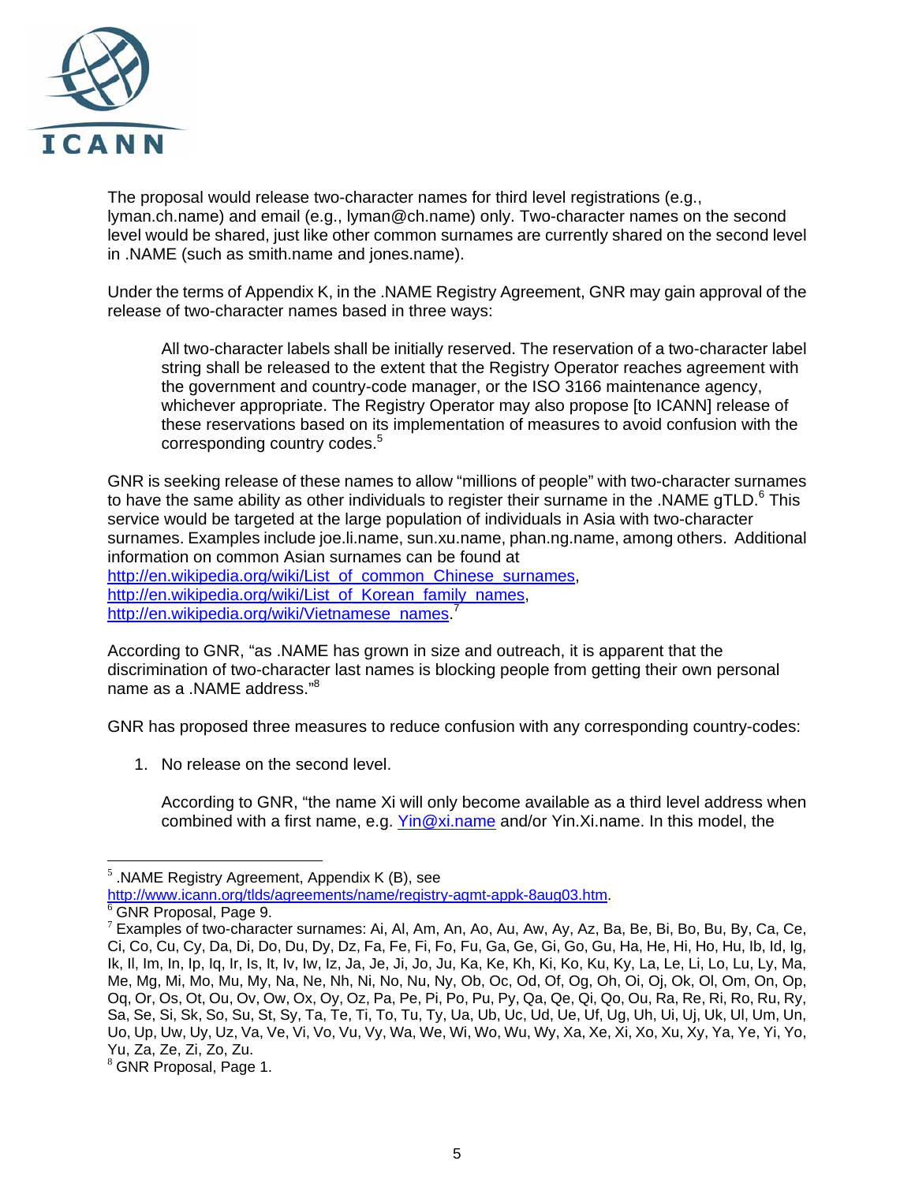The proposal would release two-character names for third level registrations (e.g., lyman.ch.name) and email (e.g., lyman@ch.name) only. Two-character names on the second level would be shared, just like other common surnames are currently shared on the second level in .NAME (such as smith.name and jones.name).

Under the terms of Appendix K, in the .NAME Registry Agreement, GNR may gain approval of the release of two-character names based in three ways:

> All two-character labels shall be initially reserved. The reservation of a two-character label string shall be released to the extent that the Registry Operator reaches agreement with the government and country-code manager, or the ISO 3166 maintenance agency, whichever appropriate. The Registry Operator may also propose [to ICANN] release of these reservations based on its implementation of measures to avoid confusion with the corresponding country codes.[5]

GNR is seeking release of these names to allow "millions of people" with two-character surnames to have the same ability as other individuals to register their surname in the .NAME gTLD.[6] This service would be targeted at the large population of individuals in Asia with two-character surnames. Examples include joe.li.name, sun.xu.name, phan.ng.name, among others. Additional information on common Asian surnames can be found at http://en.wikipedia.org/wiki/List_of_common_Chinese_surnames, http://en.wikipedia.org/wiki/List_of_Korean_family_names, http://en.wikipedia.org/wiki/Vietnamese_names.[7]

According to GNR, "as .NAME has grown in size and outreach, it is apparent that the discrimination of two-character last names is blocking people from getting their own personal name as a .NAME address."[8]

GNR has proposed three measures to reduce confusion with any corresponding country-codes:

1. No release on the second level.

   According to GNR, "the name Xi will only become available as a third level address when combined with a first name, e.g. Yin@xi.name and/or Yin.Xi.name. In this model, the

---

[5] .NAME Registry Agreement, Appendix K (B), see http://www.icann.org/tlds/agreements/name/registry-agmt-appk-8aug03.htm.

[6] GNR Proposal, Page 9.

[7] Examples of two-character surnames: Ai, Al, Am, An, Ao, Au, Aw, Ay, Az, Ba, Be, Bi, Bo, Bu, By, Ca, Ce, Ci, Co, Cu, Cy, Da, Di, Do, Du, Dy, Dz, Fa, Fe, Fi, Fo, Fu, Ga, Ge, Gi, Go, Gu, Ha, He, Hi, Ho, Hu, Ib, Id, Ig, Ik, Il, Im, In, Ip, Iq, Ir, Is, It, Iv, Iw, Iz, Ja, Je, Ji, Jo, Ju, Ka, Ke, Kh, Ki, Ko, Ku, Ky, La, Le, Li, Lo, Lu, Ly, Ma, Me, Mg, Mi, Mo, Mu, My, Na, Ne, Nh, Ni, No, Nu, Ny, Ob, Oc, Od, Of, Og, Oh, Oi, Oj, Ok, Ol, Om, On, Op, Oq, Or, Os, Ot, Ou, Ov, Ow, Ox, Oy, Oz, Pa, Pe, Pi, Po, Pu, Py, Qa, Qe, Qi, Qo, Ou, Ra, Re, Ri, Ro, Ru, Ry, Sa, Se, Si, Sk, So, Su, St, Sy, Ta, Te, Ti, To, Tu, Ty, Ua, Ub, Uc, Ud, Ue, Uf, Ug, Uh, Ui, Uj, Uk, Ul, Um, Un, Uo, Up, Uw, Uy, Uz, Va, Ve, Vi, Vo, Vu, Vy, Wa, We, Wi, Wo, Wu, Wy, Xa, Xe, Xi, Xo, Xu, Xy, Ya, Ye, Yi, Yo, Yu, Za, Ze, Zi, Zo, Zu.

[8] GNR Proposal, Page 1.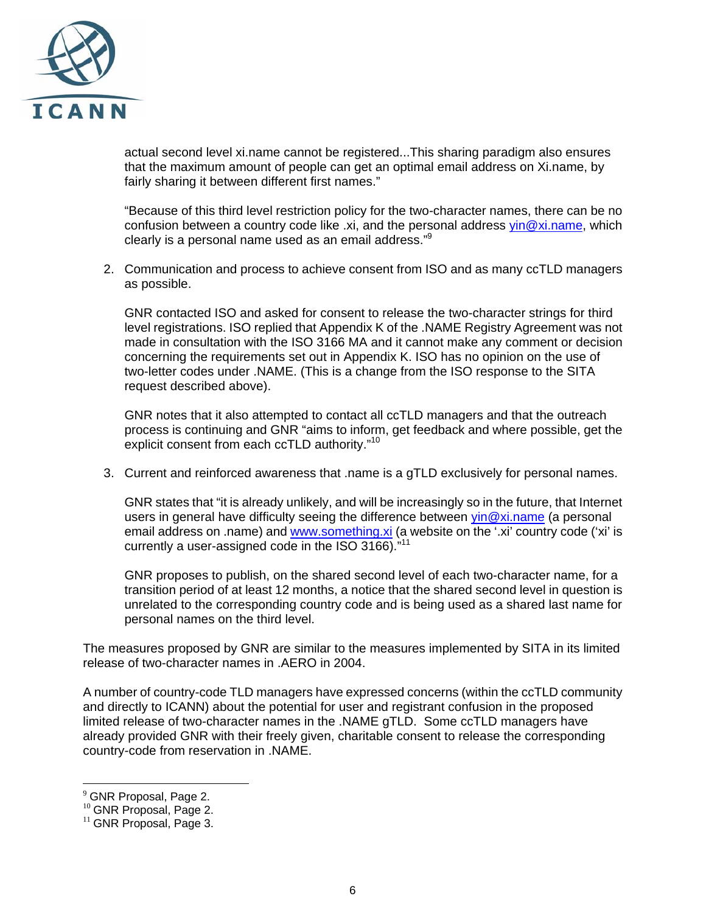actual second level xi.name cannot be registered...This sharing paradigm also ensures that the maximum amount of people can get an optimal email address on Xi.name, by fairly sharing it between different first names."

"Because of this third level restriction policy for the two-character names, there can be no confusion between a country code like .xi, and the personal address yin@xi.name, which clearly is a personal name used as an email address."[9]

2. Communication and process to achieve consent from ISO and as many ccTLD managers as possible.

   GNR contacted ISO and asked for consent to release the two-character strings for third level registrations. ISO replied that Appendix K of the .NAME Registry Agreement was not made in consultation with the ISO 3166 MA and it cannot make any comment or decision concerning the requirements set out in Appendix K. ISO has no opinion on the use of two-letter codes under .NAME. (This is a change from the ISO response to the SITA request described above).

   GNR notes that it also attempted to contact all ccTLD managers and that the outreach process is continuing and GNR "aims to inform, get feedback and where possible, get the explicit consent from each ccTLD authority."[10]

3. Current and reinforced awareness that .name is a gTLD exclusively for personal names.

   GNR states that "it is already unlikely, and will be increasingly so in the future, that Internet users in general have difficulty seeing the difference between yin@xi.name (a personal email address on .name) and www.something.xi (a website on the '.xi' country code ('xi' is currently a user-assigned code in the ISO 3166)."[11]

   GNR proposes to publish, on the shared second level of each two-character name, for a transition period of at least 12 months, a notice that the shared second level in question is unrelated to the corresponding country code and is being used as a shared last name for personal names on the third level.

The measures proposed by GNR are similar to the measures implemented by SITA in its limited release of two-character names in .AERO in 2004.

A number of country-code TLD managers have expressed concerns (within the ccTLD community and directly to ICANN) about the potential for user and registrant confusion in the proposed limited release of two-character names in the .NAME gTLD. Some ccTLD managers have already provided GNR with their freely given, charitable consent to release the corresponding country-code from reservation in .NAME.

---

[9] GNR Proposal, Page 2.
[10] GNR Proposal, Page 2.
[11] GNR Proposal, Page 3.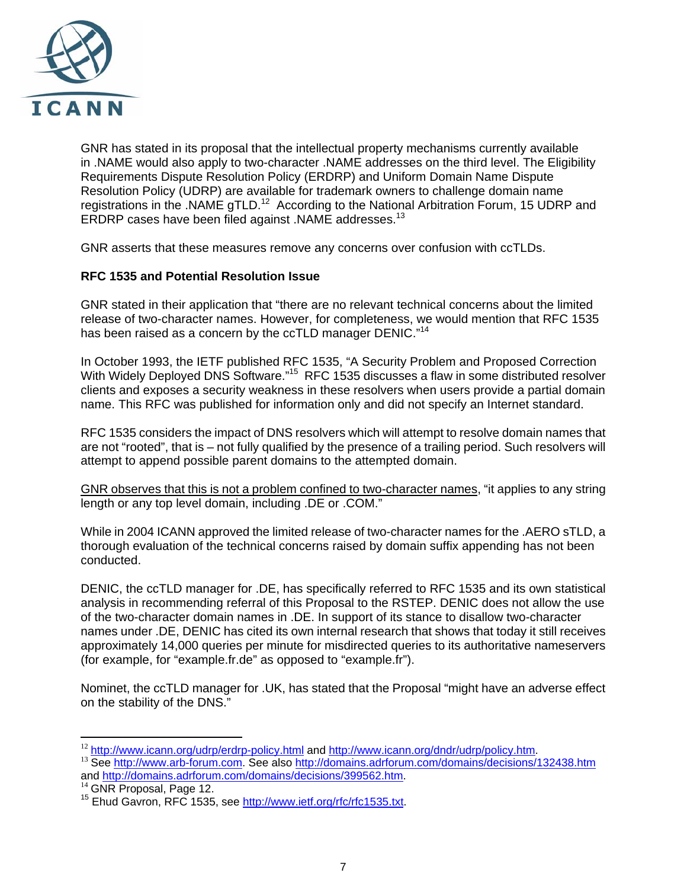GNR has stated in its proposal that the intellectual property mechanisms currently available in .NAME would also apply to two-character .NAME addresses on the third level. The Eligibility Requirements Dispute Resolution Policy (ERDRP) and Uniform Domain Name Dispute Resolution Policy (UDRP) are available for trademark owners to challenge domain name registrations in the .NAME gTLD.[12] According to the National Arbitration Forum, 15 UDRP and ERDRP cases have been filed against .NAME addresses.[13]

GNR asserts that these measures remove any concerns over confusion with ccTLDs.

**RFC 1535 and Potential Resolution Issue**

GNR stated in their application that "there are no relevant technical concerns about the limited release of two-character names. However, for completeness, we would mention that RFC 1535 has been raised as a concern by the ccTLD manager DENIC."[14]

In October 1993, the IETF published RFC 1535, "A Security Problem and Proposed Correction With Widely Deployed DNS Software."[15] RFC 1535 discusses a flaw in some distributed resolver clients and exposes a security weakness in these resolvers when users provide a partial domain name. This RFC was published for information only and did not specify an Internet standard.

RFC 1535 considers the impact of DNS resolvers which will attempt to resolve domain names that are not "rooted", that is – not fully qualified by the presence of a trailing period. Such resolvers will attempt to append possible parent domains to the attempted domain.

<u>GNR observes that this is not a problem confined to two-character names</u>, "it applies to any string length or any top level domain, including .DE or .COM."

While in 2004 ICANN approved the limited release of two-character names for the .AERO sTLD, a thorough evaluation of the technical concerns raised by domain suffix appending has not been conducted.

DENIC, the ccTLD manager for .DE, has specifically referred to RFC 1535 and its own statistical analysis in recommending referral of this Proposal to the RSTEP. DENIC does not allow the use of the two-character domain names in .DE. In support of its stance to disallow two-character names under .DE, DENIC has cited its own internal research that shows that today it still receives approximately 14,000 queries per minute for misdirected queries to its authoritative nameservers (for example, for "example.fr.de" as opposed to "example.fr").

Nominet, the ccTLD manager for .UK, has stated that the Proposal "might have an adverse effect on the stability of the DNS."

---

[12] http://www.icann.org/udrp/erdrp-policy.html and http://www.icann.org/dndr/udrp/policy.htm.

[13] See http://www.arb-forum.com. See also http://domains.adrforum.com/domains/decisions/132438.htm and http://domains.adrforum.com/domains/decisions/399562.htm.

[14] GNR Proposal, Page 12.

[15] Ehud Gavron, RFC 1535, see http://www.ietf.org/rfc/rfc1535.txt.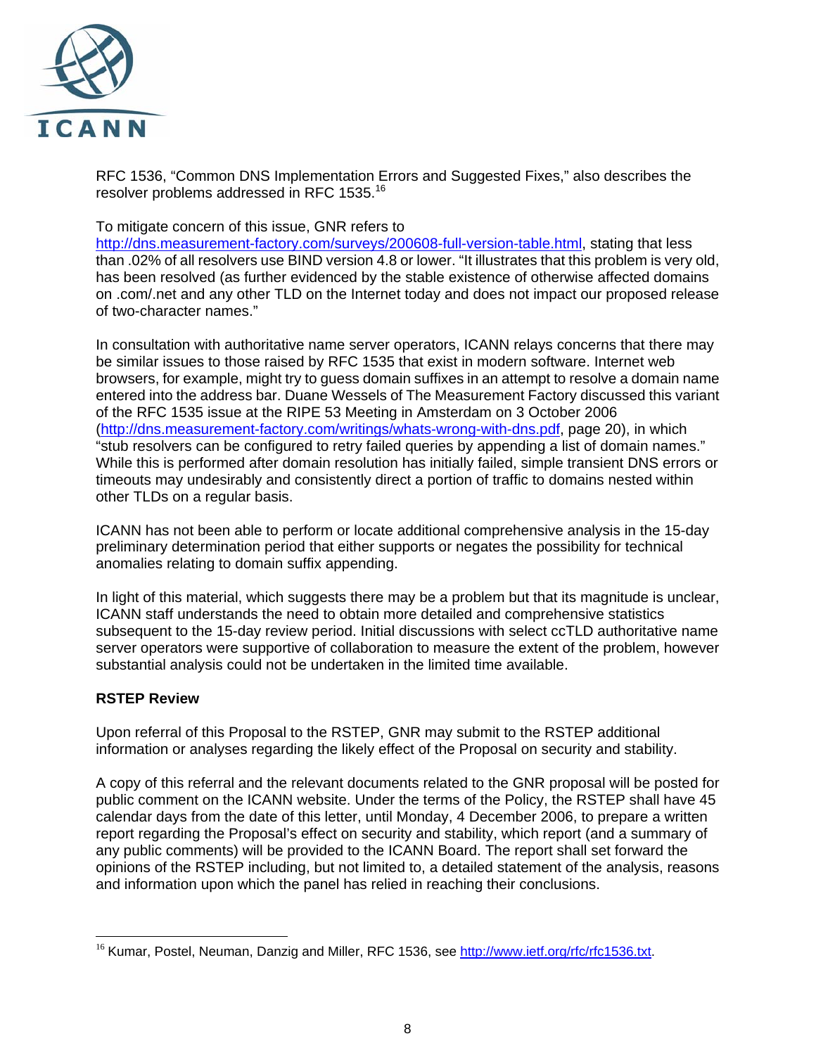RFC 1536, "Common DNS Implementation Errors and Suggested Fixes," also describes the resolver problems addressed in RFC 1535.[16]

To mitigate concern of this issue, GNR refers to http://dns.measurement-factory.com/surveys/200608-full-version-table.html, stating that less than .02% of all resolvers use BIND version 4.8 or lower. "It illustrates that this problem is very old, has been resolved (as further evidenced by the stable existence of otherwise affected domains on .com/.net and any other TLD on the Internet today and does not impact our proposed release of two-character names."

In consultation with authoritative name server operators, ICANN relays concerns that there may be similar issues to those raised by RFC 1535 that exist in modern software. Internet web browsers, for example, might try to guess domain suffixes in an attempt to resolve a domain name entered into the address bar. Duane Wessels of The Measurement Factory discussed this variant of the RFC 1535 issue at the RIPE 53 Meeting in Amsterdam on 3 October 2006 (http://dns.measurement-factory.com/writings/whats-wrong-with-dns.pdf, page 20), in which "stub resolvers can be configured to retry failed queries by appending a list of domain names." While this is performed after domain resolution has initially failed, simple transient DNS errors or timeouts may undesirably and consistently direct a portion of traffic to domains nested within other TLDs on a regular basis.

ICANN has not been able to perform or locate additional comprehensive analysis in the 15-day preliminary determination period that either supports or negates the possibility for technical anomalies relating to domain suffix appending.

In light of this material, which suggests there may be a problem but that its magnitude is unclear, ICANN staff understands the need to obtain more detailed and comprehensive statistics subsequent to the 15-day review period. Initial discussions with select ccTLD authoritative name server operators were supportive of collaboration to measure the extent of the problem, however substantial analysis could not be undertaken in the limited time available.

**RSTEP Review**

Upon referral of this Proposal to the RSTEP, GNR may submit to the RSTEP additional information or analyses regarding the likely effect of the Proposal on security and stability.

A copy of this referral and the relevant documents related to the GNR proposal will be posted for public comment on the ICANN website. Under the terms of the Policy, the RSTEP shall have 45 calendar days from the date of this letter, until Monday, 4 December 2006, to prepare a written report regarding the Proposal's effect on security and stability, which report (and a summary of any public comments) will be provided to the ICANN Board. The report shall set forward the opinions of the RSTEP including, but not limited to, a detailed statement of the analysis, reasons and information upon which the panel has relied in reaching their conclusions.

---

[16] Kumar, Postel, Neuman, Danzig and Miller, RFC 1536, see http://www.ietf.org/rfc/rfc1536.txt.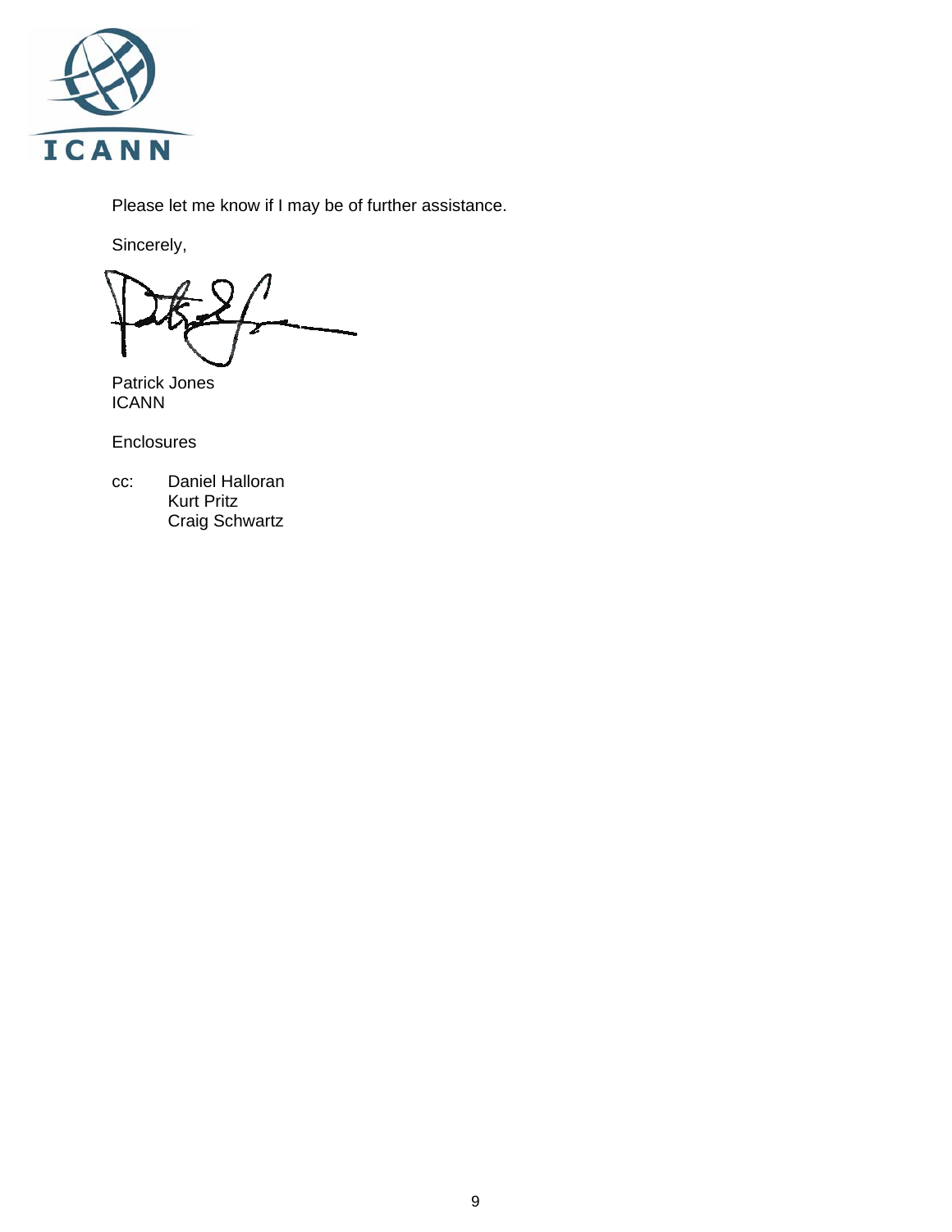Please let me know if I may be of further assistance.

Sincerely,

Patrick Jones
ICANN

Enclosures

cc: Daniel Halloran
Kurt Pritz
Craig Schwartz